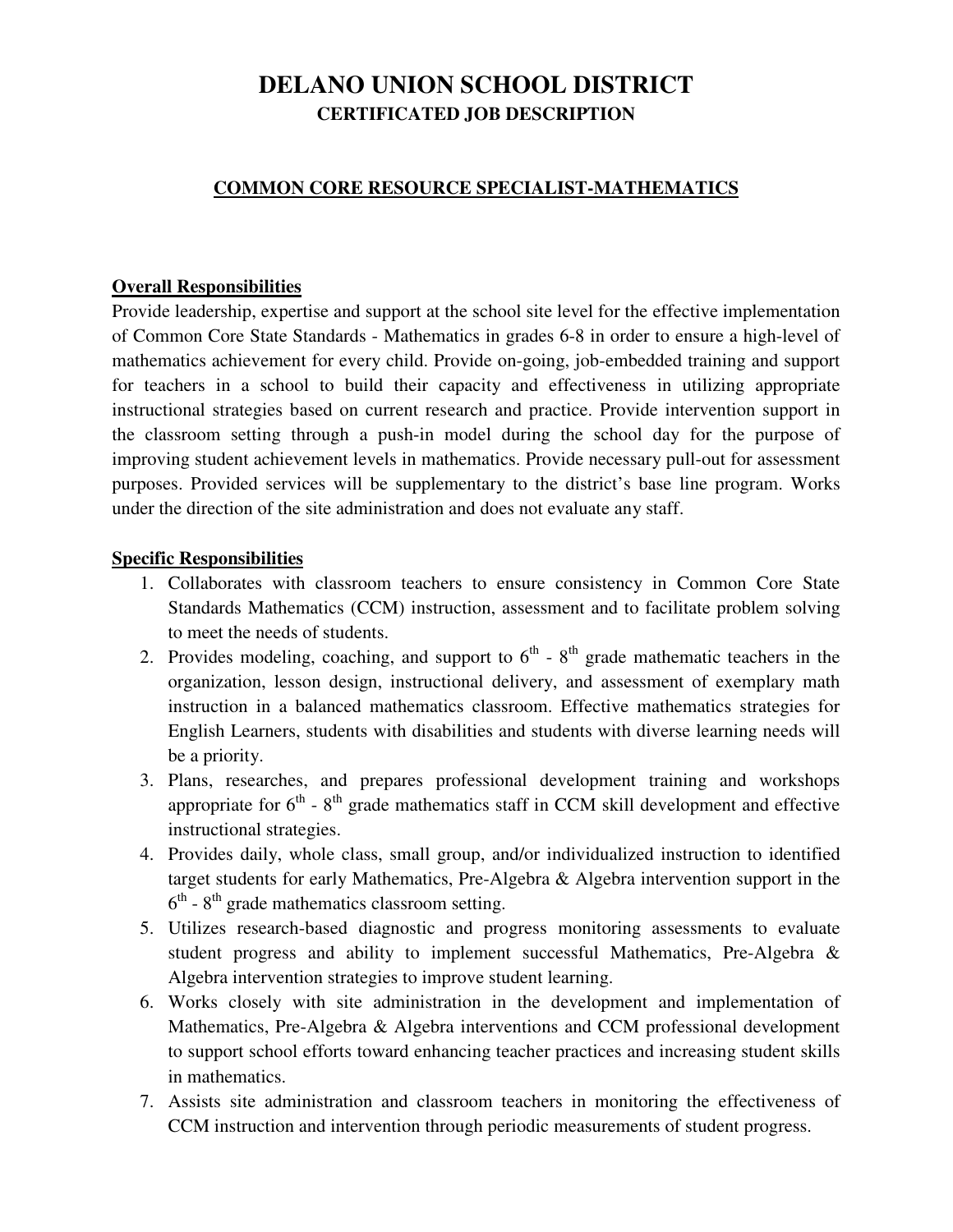# DELANO UNION SCHOOL DISTRICT

## CERTIFICATED JOB DESCRIPTION

### COMMON CORE RESOURCE SPECIALIST-MATHEMATICS

**Overall Responsibilities**

Provide leadership, expertise and support at the school site level for the effective implementation of Common Core State Standards - Mathematics in grades 6-8 in order to ensure a high-level of mathematics achievement for every child. Provide on-going, job-embedded training and support for teachers in a school to build their capacity and effectiveness in utilizing appropriate instructional strategies based on current research and practice. Provide intervention support in the classroom setting through a push-in model during the school day for the purpose of improving student achievement levels in mathematics. Provide necessary pull-out for assessment purposes. Provided services will be supplementary to the district's base line program. Works under the direction of the site administration and does not evaluate any staff.

**Specific Responsibilities**

1. Collaborates with classroom teachers to ensure consistency in Common Core State Standards Mathematics (CCM) instruction, assessment and to facilitate problem solving to meet the needs of students.
2. Provides modeling, coaching, and support to 6th - 8th grade mathematic teachers in the organization, lesson design, instructional delivery, and assessment of exemplary math instruction in a balanced mathematics classroom. Effective mathematics strategies for English Learners, students with disabilities and students with diverse learning needs will be a priority.
3. Plans, researches, and prepares professional development training and workshops appropriate for 6th - 8th grade mathematics staff in CCM skill development and effective instructional strategies.
4. Provides daily, whole class, small group, and/or individualized instruction to identified target students for early Mathematics, Pre-Algebra & Algebra intervention support in the 6th - 8th grade mathematics classroom setting.
5. Utilizes research-based diagnostic and progress monitoring assessments to evaluate student progress and ability to implement successful Mathematics, Pre-Algebra & Algebra intervention strategies to improve student learning.
6. Works closely with site administration in the development and implementation of Mathematics, Pre-Algebra & Algebra interventions and CCM professional development to support school efforts toward enhancing teacher practices and increasing student skills in mathematics.
7. Assists site administration and classroom teachers in monitoring the effectiveness of CCM instruction and intervention through periodic measurements of student progress.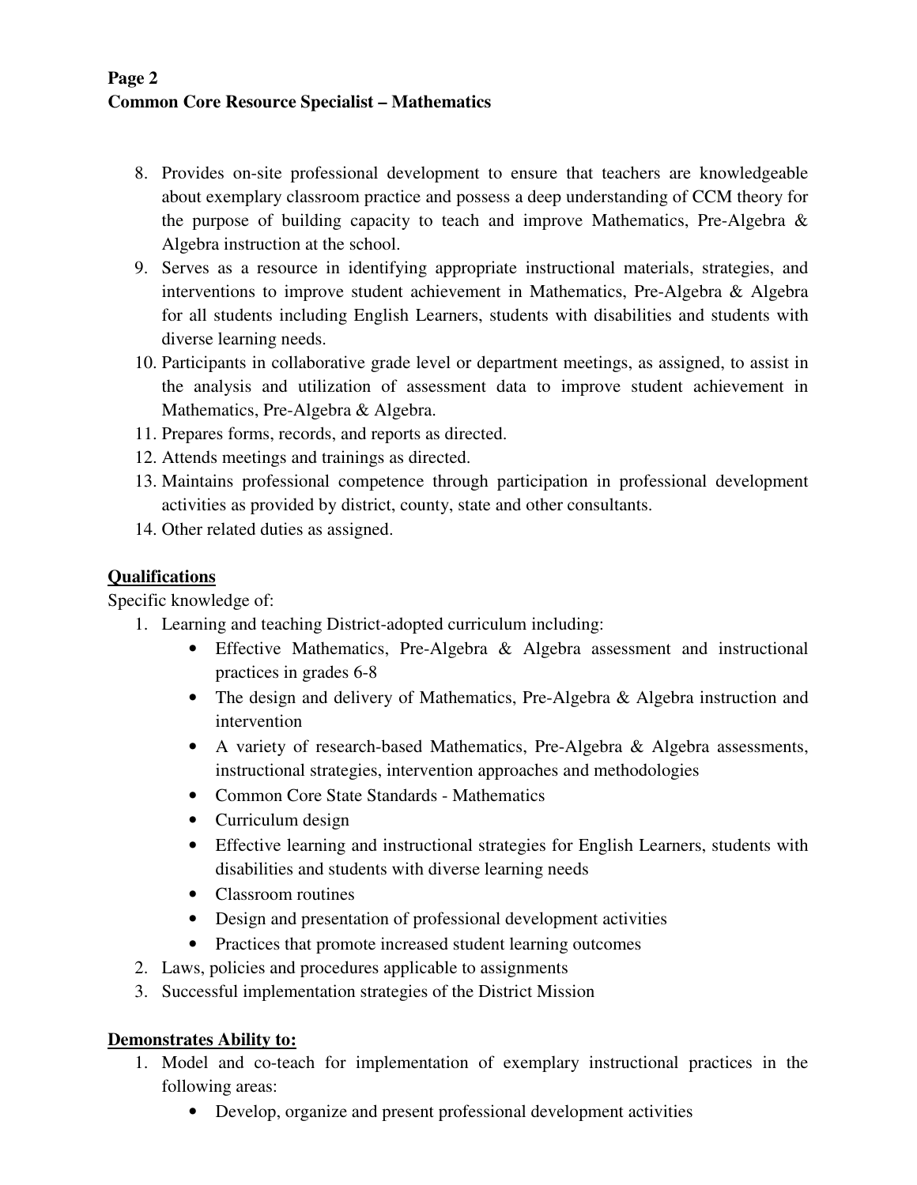8. Provides on-site professional development to ensure that teachers are knowledgeable about exemplary classroom practice and possess a deep understanding of CCM theory for the purpose of building capacity to teach and improve Mathematics, Pre-Algebra & Algebra instruction at the school.
9. Serves as a resource in identifying appropriate instructional materials, strategies, and interventions to improve student achievement in Mathematics, Pre-Algebra & Algebra for all students including English Learners, students with disabilities and students with diverse learning needs.
10. Participants in collaborative grade level or department meetings, as assigned, to assist in the analysis and utilization of assessment data to improve student achievement in Mathematics, Pre-Algebra & Algebra.
11. Prepares forms, records, and reports as directed.
12. Attends meetings and trainings as directed.
13. Maintains professional competence through participation in professional development activities as provided by district, county, state and other consultants.
14. Other related duties as assigned.

## Qualifications

Specific knowledge of:

1. Learning and teaching District-adopted curriculum including:
   - Effective Mathematics, Pre-Algebra & Algebra assessment and instructional practices in grades 6-8
   - The design and delivery of Mathematics, Pre-Algebra & Algebra instruction and intervention
   - A variety of research-based Mathematics, Pre-Algebra & Algebra assessments, instructional strategies, intervention approaches and methodologies
   - Common Core State Standards - Mathematics
   - Curriculum design
   - Effective learning and instructional strategies for English Learners, students with disabilities and students with diverse learning needs
   - Classroom routines
   - Design and presentation of professional development activities
   - Practices that promote increased student learning outcomes
2. Laws, policies and procedures applicable to assignments
3. Successful implementation strategies of the District Mission

## Demonstrates Ability to:

1. Model and co-teach for implementation of exemplary instructional practices in the following areas:
   - Develop, organize and present professional development activities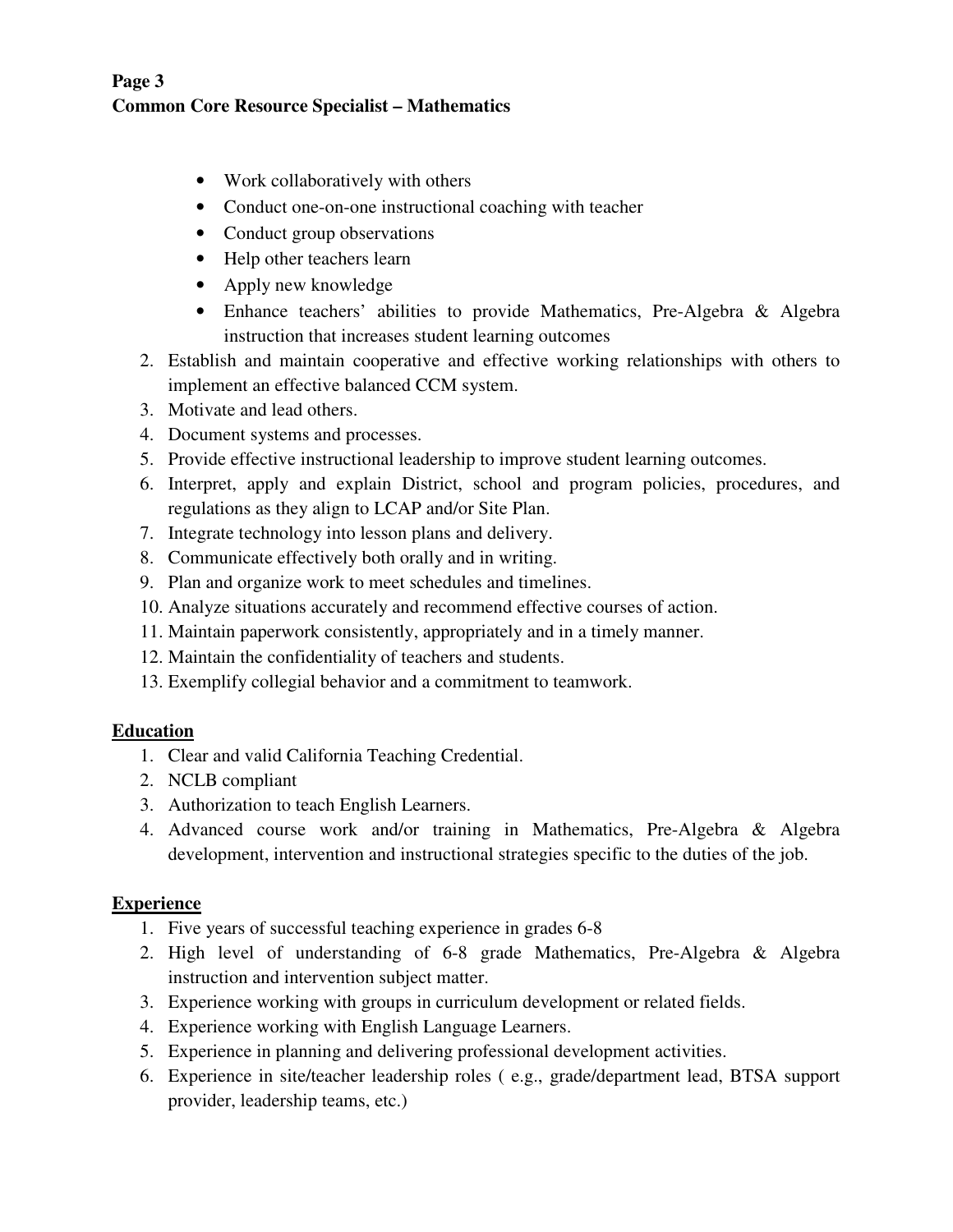- Work collaboratively with others
- Conduct one-on-one instructional coaching with teacher
- Conduct group observations
- Help other teachers learn
- Apply new knowledge
- Enhance teachers' abilities to provide Mathematics, Pre-Algebra & Algebra instruction that increases student learning outcomes

2. Establish and maintain cooperative and effective working relationships with others to implement an effective balanced CCM system.
3. Motivate and lead others.
4. Document systems and processes.
5. Provide effective instructional leadership to improve student learning outcomes.
6. Interpret, apply and explain District, school and program policies, procedures, and regulations as they align to LCAP and/or Site Plan.
7. Integrate technology into lesson plans and delivery.
8. Communicate effectively both orally and in writing.
9. Plan and organize work to meet schedules and timelines.
10. Analyze situations accurately and recommend effective courses of action.
11. Maintain paperwork consistently, appropriately and in a timely manner.
12. Maintain the confidentiality of teachers and students.
13. Exemplify collegial behavior and a commitment to teamwork.

## Education

1. Clear and valid California Teaching Credential.
2. NCLB compliant
3. Authorization to teach English Learners.
4. Advanced course work and/or training in Mathematics, Pre-Algebra & Algebra development, intervention and instructional strategies specific to the duties of the job.

## Experience

1. Five years of successful teaching experience in grades 6-8
2. High level of understanding of 6-8 grade Mathematics, Pre-Algebra & Algebra instruction and intervention subject matter.
3. Experience working with groups in curriculum development or related fields.
4. Experience working with English Language Learners.
5. Experience in planning and delivering professional development activities.
6. Experience in site/teacher leadership roles ( e.g., grade/department lead, BTSA support provider, leadership teams, etc.)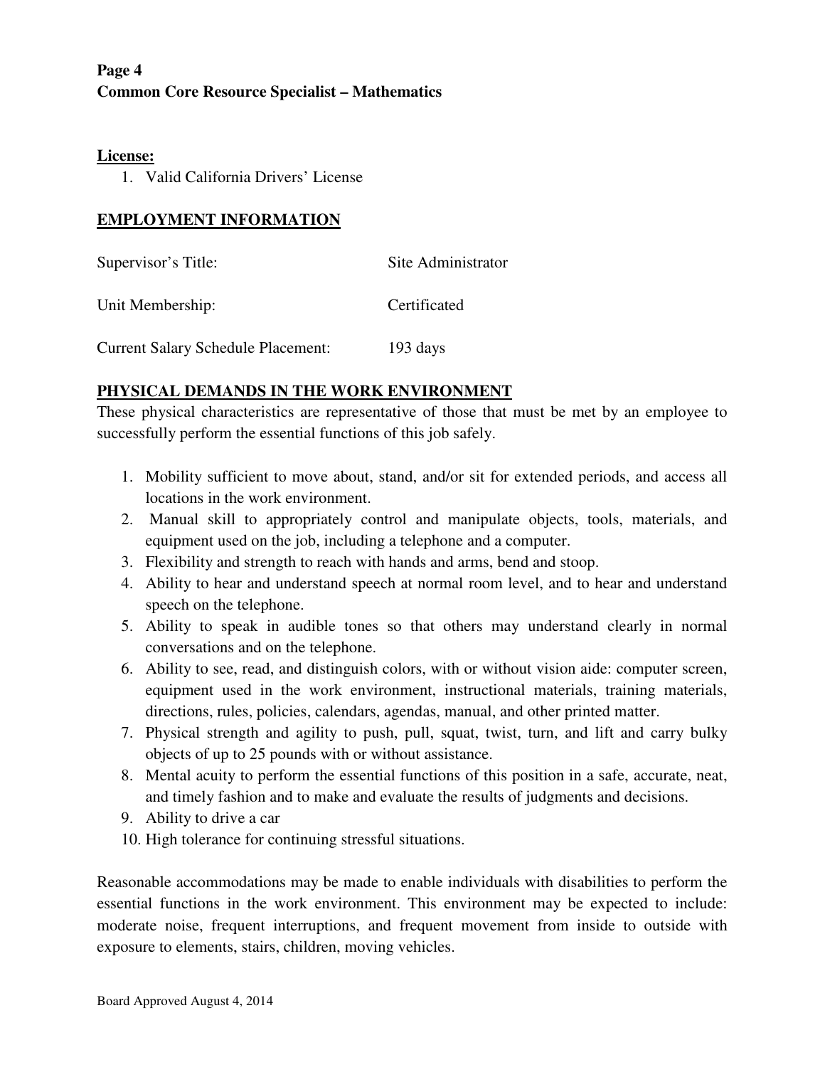**License:**

1. Valid California Drivers' License

## EMPLOYMENT INFORMATION

| | |
|---|---|
| Supervisor's Title: | Site Administrator |
| Unit Membership: | Certificated |
| Current Salary Schedule Placement: | 193 days |

## PHYSICAL DEMANDS IN THE WORK ENVIRONMENT

These physical characteristics are representative of those that must be met by an employee to successfully perform the essential functions of this job safely.

1. Mobility sufficient to move about, stand, and/or sit for extended periods, and access all locations in the work environment.
2. Manual skill to appropriately control and manipulate objects, tools, materials, and equipment used on the job, including a telephone and a computer.
3. Flexibility and strength to reach with hands and arms, bend and stoop.
4. Ability to hear and understand speech at normal room level, and to hear and understand speech on the telephone.
5. Ability to speak in audible tones so that others may understand clearly in normal conversations and on the telephone.
6. Ability to see, read, and distinguish colors, with or without vision aide: computer screen, equipment used in the work environment, instructional materials, training materials, directions, rules, policies, calendars, agendas, manual, and other printed matter.
7. Physical strength and agility to push, pull, squat, twist, turn, and lift and carry bulky objects of up to 25 pounds with or without assistance.
8. Mental acuity to perform the essential functions of this position in a safe, accurate, neat, and timely fashion and to make and evaluate the results of judgments and decisions.
9. Ability to drive a car
10. High tolerance for continuing stressful situations.

Reasonable accommodations may be made to enable individuals with disabilities to perform the essential functions in the work environment. This environment may be expected to include: moderate noise, frequent interruptions, and frequent movement from inside to outside with exposure to elements, stairs, children, moving vehicles.

Board Approved August 4, 2014